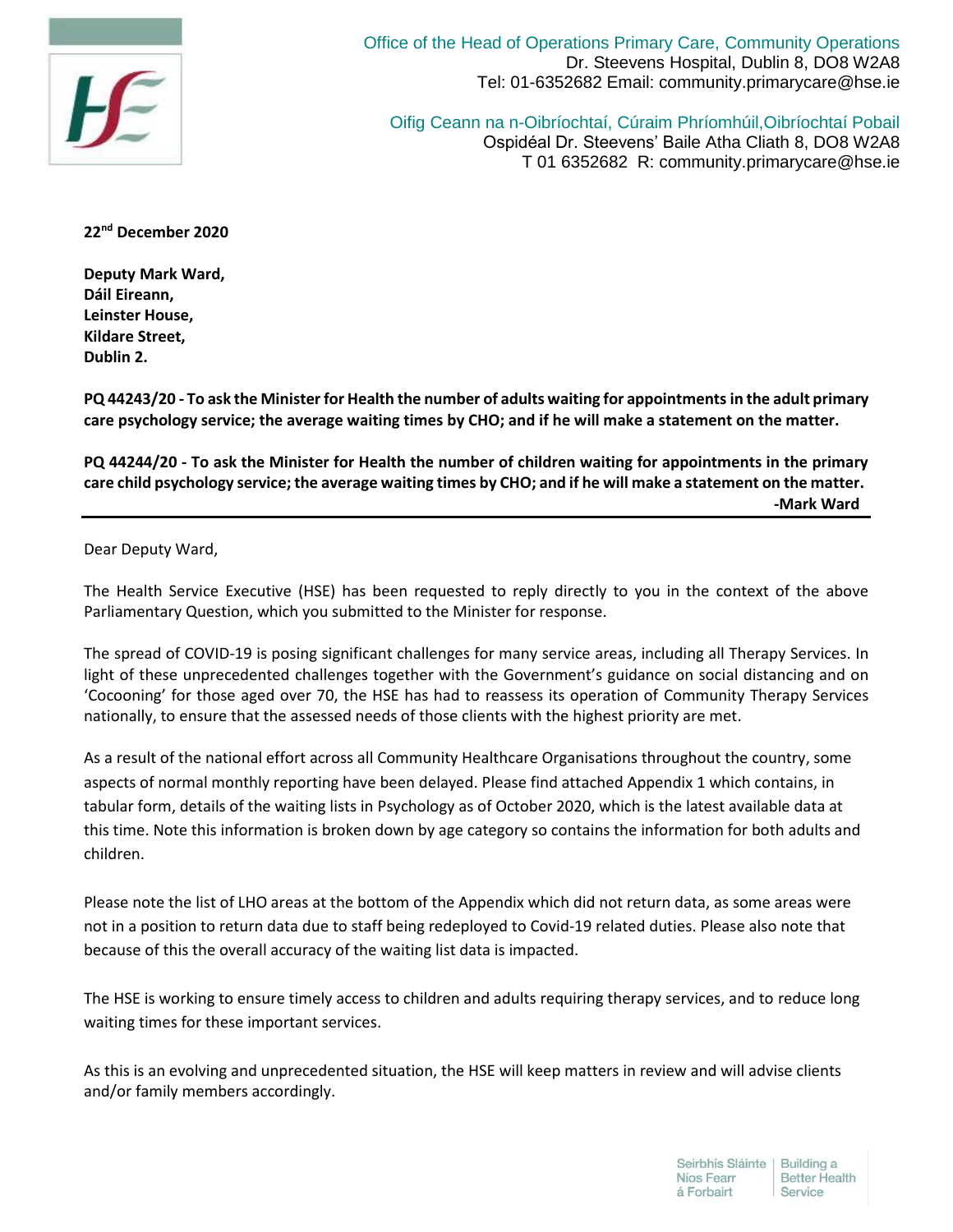Office of the Head of Operations Primary Care, Community Operations
Dr. Steevens Hospital, Dublin 8, DO8 W2A8
Tel: 01-6352682 Email: community.primarycare@hse.ie

Oifig Ceann na n-Oibríochtaí, Cúraim Phríomhúil,Oibríochtaí Pobail
Ospidéal Dr. Steevens' Baile Atha Cliath 8, DO8 W2A8
T 01 6352682 R: community.primarycare@hse.ie

**22nd December 2020**

**Deputy Mark Ward,**
**Dáil Eireann,**
**Leinster House,**
**Kildare Street,**
**Dublin 2.**

**PQ 44243/20 - To ask the Minister for Health the number of adults waiting for appointments in the adult primary care psychology service; the average waiting times by CHO; and if he will make a statement on the matter.**

**PQ 44244/20 - To ask the Minister for Health the number of children waiting for appointments in the primary care child psychology service; the average waiting times by CHO; and if he will make a statement on the matter.**
**-Mark Ward**

---

Dear Deputy Ward,

The Health Service Executive (HSE) has been requested to reply directly to you in the context of the above Parliamentary Question, which you submitted to the Minister for response.

The spread of COVID-19 is posing significant challenges for many service areas, including all Therapy Services. In light of these unprecedented challenges together with the Government's guidance on social distancing and on 'Cocooning' for those aged over 70, the HSE has had to reassess its operation of Community Therapy Services nationally, to ensure that the assessed needs of those clients with the highest priority are met.

As a result of the national effort across all Community Healthcare Organisations throughout the country, some aspects of normal monthly reporting have been delayed. Please find attached Appendix 1 which contains, in tabular form, details of the waiting lists in Psychology as of October 2020, which is the latest available data at this time. Note this information is broken down by age category so contains the information for both adults and children.

Please note the list of LHO areas at the bottom of the Appendix which did not return data, as some areas were not in a position to return data due to staff being redeployed to Covid-19 related duties. Please also note that because of this the overall accuracy of the waiting list data is impacted.

The HSE is working to ensure timely access to children and adults requiring therapy services, and to reduce long waiting times for these important services.

As this is an evolving and unprecedented situation, the HSE will keep matters in review and will advise clients and/or family members accordingly.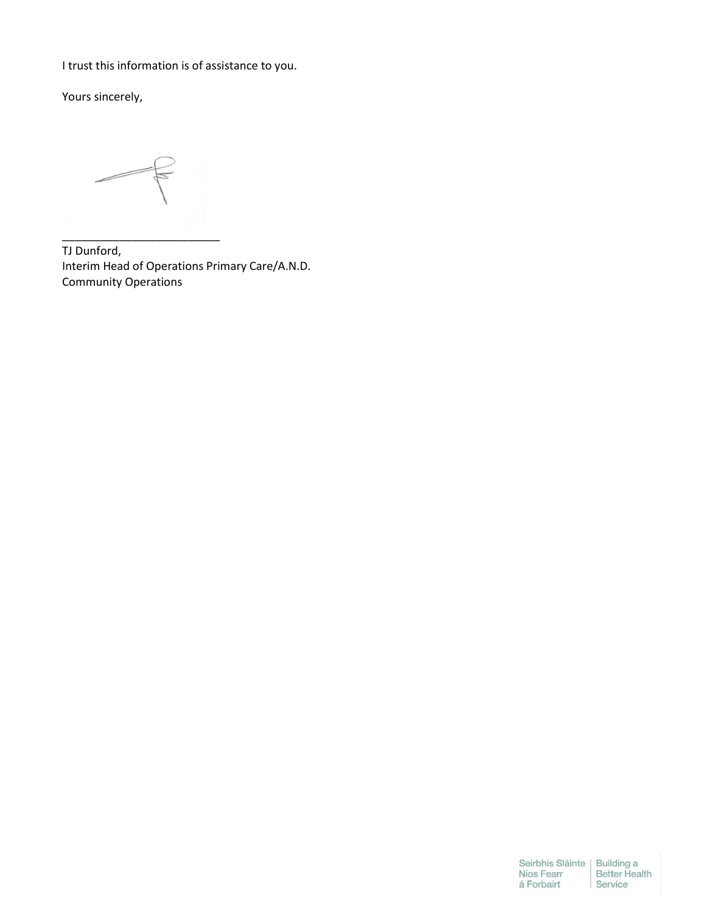I trust this information is of assistance to you.

Yours sincerely,

_________________________
TJ Dunford,
Interim Head of Operations Primary Care/A.N.D.
Community Operations